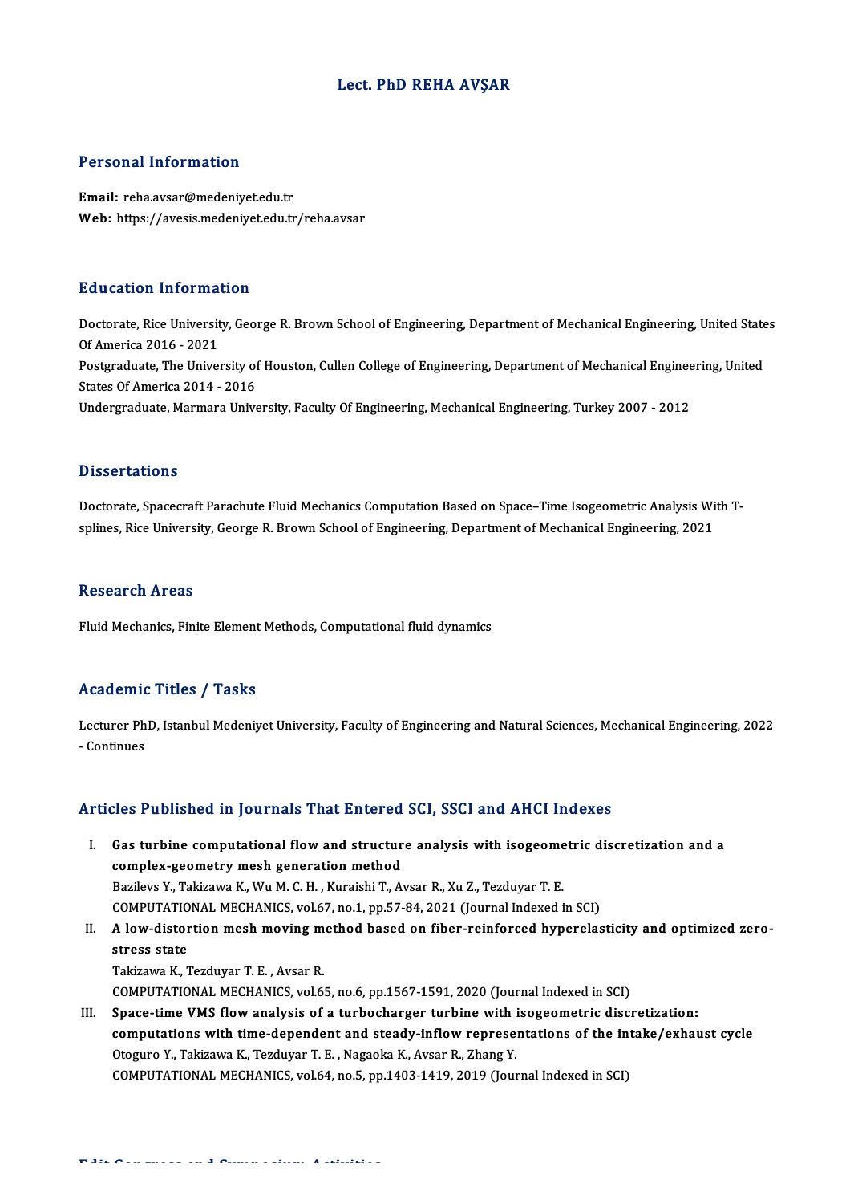# Lect. PhD REHA AVŞAR

## Personal Information

**Email:** reha.avsar@medeniyet.edu.tr
**Web:** https://avesis.medeniyet.edu.tr/reha.avsar

## Education Information

Doctorate, Rice University, George R. Brown School of Engineering, Department of Mechanical Engineering, United States Of America 2016 - 2021
Postgraduate, The University of Houston, Cullen College of Engineering, Department of Mechanical Engineering, United States Of America 2014 - 2016
Undergraduate, Marmara University, Faculty Of Engineering, Mechanical Engineering, Turkey 2007 - 2012

## Dissertations

Doctorate, Spacecraft Parachute Fluid Mechanics Computation Based on Space–Time Isogeometric Analysis With T-splines, Rice University, George R. Brown School of Engineering, Department of Mechanical Engineering, 2021

## Research Areas

Fluid Mechanics, Finite Element Methods, Computational fluid dynamics

## Academic Titles / Tasks

Lecturer PhD, Istanbul Medeniyet University, Faculty of Engineering and Natural Sciences, Mechanical Engineering, 2022 - Continues

## Articles Published in Journals That Entered SCI, SSCI and AHCI Indexes

I. **Gas turbine computational flow and structure analysis with isogeometric discretization and a complex-geometry mesh generation method**
Bazilevs Y., Takizawa K., Wu M. C. H. , Kuraishi T., Avsar R., Xu Z., Tezduyar T. E.
COMPUTATIONAL MECHANICS, vol.67, no.1, pp.57-84, 2021 (Journal Indexed in SCI)

II. **A low-distortion mesh moving method based on fiber-reinforced hyperelasticity and optimized zero-stress state**
Takizawa K., Tezduyar T. E. , Avsar R.
COMPUTATIONAL MECHANICS, vol.65, no.6, pp.1567-1591, 2020 (Journal Indexed in SCI)

III. **Space-time VMS flow analysis of a turbocharger turbine with isogeometric discretization: computations with time-dependent and steady-inflow representations of the intake/exhaust cycle**
Otoguro Y., Takizawa K., Tezduyar T. E. , Nagaoka K., Avsar R., Zhang Y.
COMPUTATIONAL MECHANICS, vol.64, no.5, pp.1403-1419, 2019 (Journal Indexed in SCI)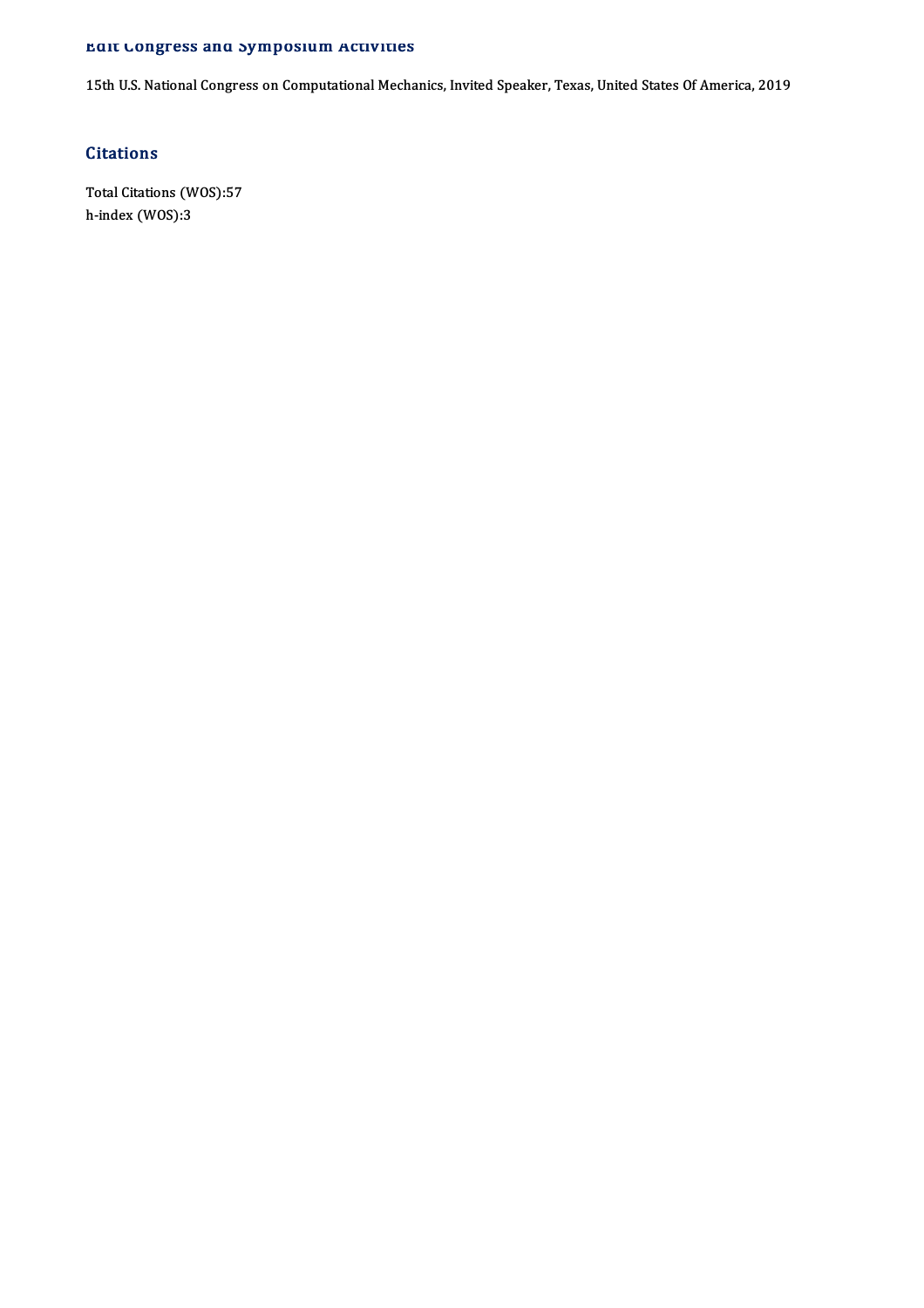## Edit Congress and Symposium Activities

15th U.S. National Congress on Computational Mechanics, Invited Speaker, Texas, United States Of America, 2019

## Citations

Total Citations (WOS):57
h-index (WOS):3